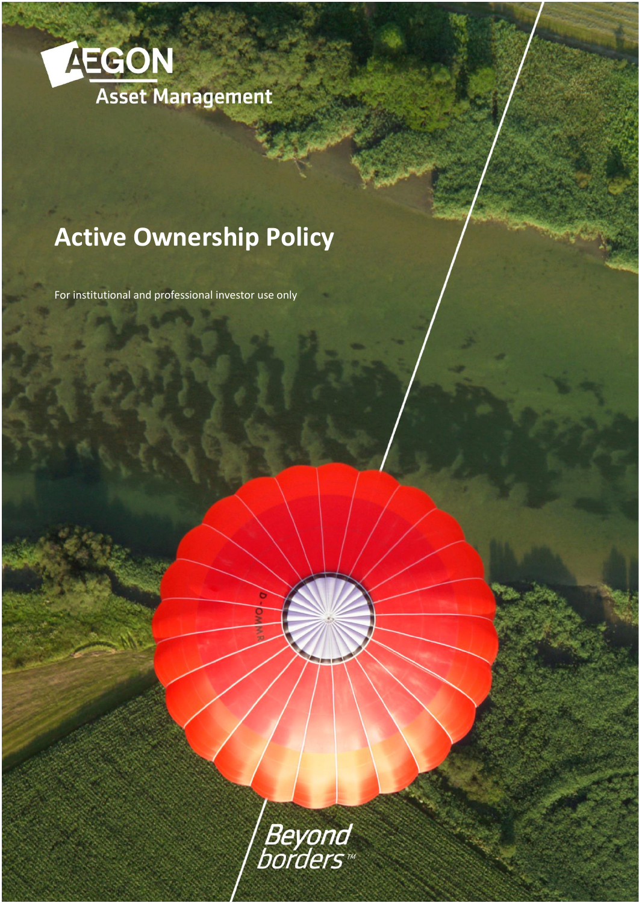AEGON Asset Management

# Active Ownership Policy

For institutional and professional investor use only

Beyond borders™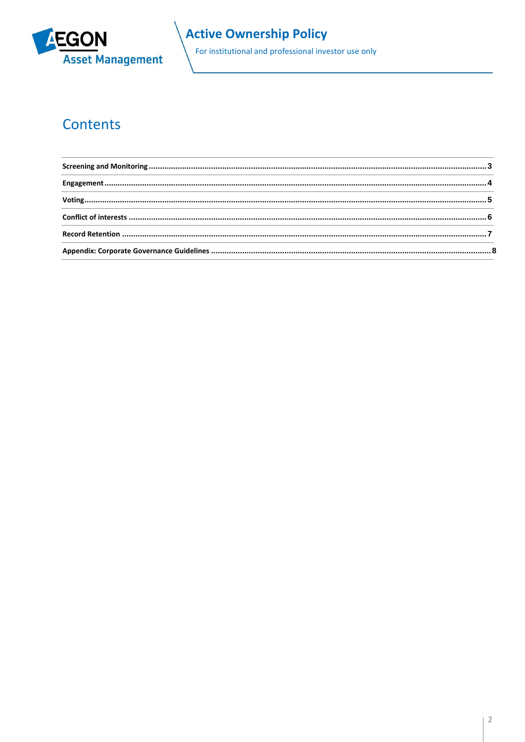# Contents

| | |
|---|---|
| **Screening and Monitoring** | **3** |
| **Engagement** | **4** |
| **Voting** | **5** |
| **Conflict of interests** | **6** |
| **Record Retention** | **7** |
| **Appendix: Corporate Governance Guidelines** | **8** |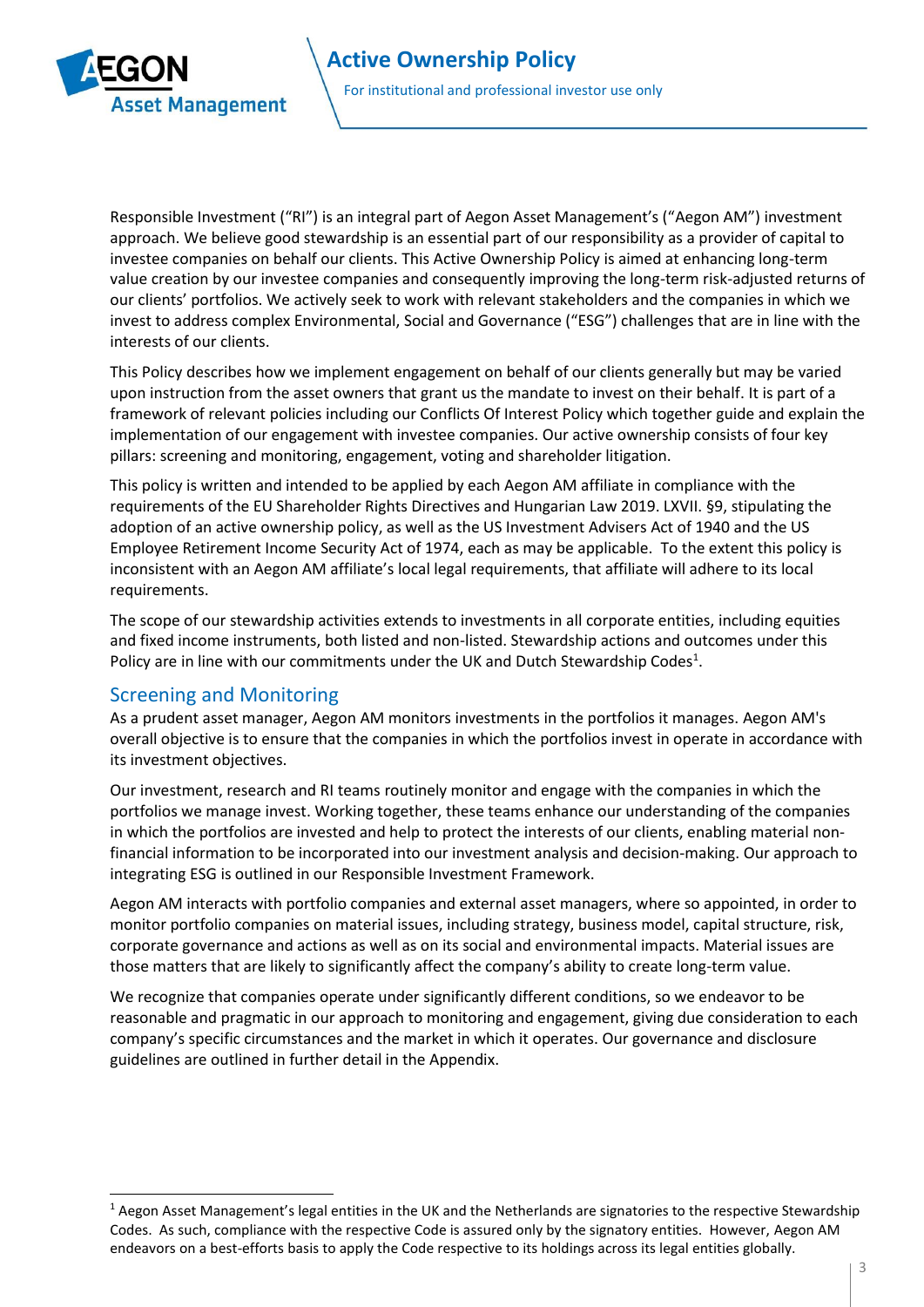Responsible Investment ("RI") is an integral part of Aegon Asset Management's ("Aegon AM") investment approach. We believe good stewardship is an essential part of our responsibility as a provider of capital to investee companies on behalf our clients. This Active Ownership Policy is aimed at enhancing long-term value creation by our investee companies and consequently improving the long-term risk-adjusted returns of our clients' portfolios. We actively seek to work with relevant stakeholders and the companies in which we invest to address complex Environmental, Social and Governance ("ESG") challenges that are in line with the interests of our clients.

This Policy describes how we implement engagement on behalf of our clients generally but may be varied upon instruction from the asset owners that grant us the mandate to invest on their behalf. It is part of a framework of relevant policies including our Conflicts Of Interest Policy which together guide and explain the implementation of our engagement with investee companies. Our active ownership consists of four key pillars: screening and monitoring, engagement, voting and shareholder litigation.

This policy is written and intended to be applied by each Aegon AM affiliate in compliance with the requirements of the EU Shareholder Rights Directives and Hungarian Law 2019. LXVII. §9, stipulating the adoption of an active ownership policy, as well as the US Investment Advisers Act of 1940 and the US Employee Retirement Income Security Act of 1974, each as may be applicable. To the extent this policy is inconsistent with an Aegon AM affiliate's local legal requirements, that affiliate will adhere to its local requirements.

The scope of our stewardship activities extends to investments in all corporate entities, including equities and fixed income instruments, both listed and non-listed. Stewardship actions and outcomes under this Policy are in line with our commitments under the UK and Dutch Stewardship Codes[1].

## Screening and Monitoring

As a prudent asset manager, Aegon AM monitors investments in the portfolios it manages. Aegon AM's overall objective is to ensure that the companies in which the portfolios invest in operate in accordance with its investment objectives.

Our investment, research and RI teams routinely monitor and engage with the companies in which the portfolios we manage invest. Working together, these teams enhance our understanding of the companies in which the portfolios are invested and help to protect the interests of our clients, enabling material non-financial information to be incorporated into our investment analysis and decision-making. Our approach to integrating ESG is outlined in our Responsible Investment Framework.

Aegon AM interacts with portfolio companies and external asset managers, where so appointed, in order to monitor portfolio companies on material issues, including strategy, business model, capital structure, risk, corporate governance and actions as well as on its social and environmental impacts. Material issues are those matters that are likely to significantly affect the company's ability to create long-term value.

We recognize that companies operate under significantly different conditions, so we endeavor to be reasonable and pragmatic in our approach to monitoring and engagement, giving due consideration to each company's specific circumstances and the market in which it operates. Our governance and disclosure guidelines are outlined in further detail in the Appendix.

---

[1] Aegon Asset Management's legal entities in the UK and the Netherlands are signatories to the respective Stewardship Codes. As such, compliance with the respective Code is assured only by the signatory entities. However, Aegon AM endeavors on a best-efforts basis to apply the Code respective to its holdings across its legal entities globally.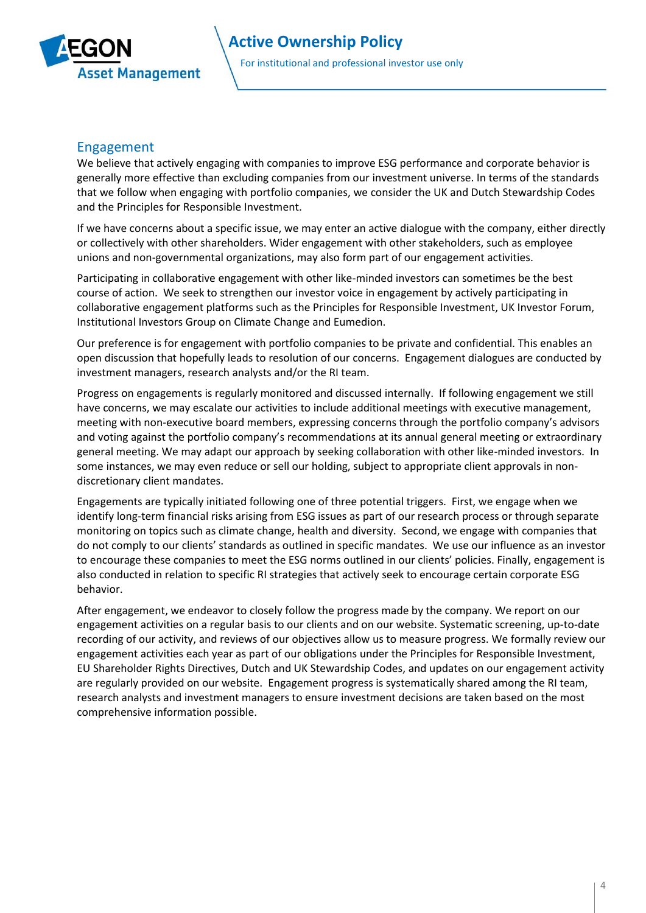## Engagement

We believe that actively engaging with companies to improve ESG performance and corporate behavior is generally more effective than excluding companies from our investment universe. In terms of the standards that we follow when engaging with portfolio companies, we consider the UK and Dutch Stewardship Codes and the Principles for Responsible Investment.

If we have concerns about a specific issue, we may enter an active dialogue with the company, either directly or collectively with other shareholders. Wider engagement with other stakeholders, such as employee unions and non-governmental organizations, may also form part of our engagement activities.

Participating in collaborative engagement with other like-minded investors can sometimes be the best course of action. We seek to strengthen our investor voice in engagement by actively participating in collaborative engagement platforms such as the Principles for Responsible Investment, UK Investor Forum, Institutional Investors Group on Climate Change and Eumedion.

Our preference is for engagement with portfolio companies to be private and confidential. This enables an open discussion that hopefully leads to resolution of our concerns. Engagement dialogues are conducted by investment managers, research analysts and/or the RI team.

Progress on engagements is regularly monitored and discussed internally. If following engagement we still have concerns, we may escalate our activities to include additional meetings with executive management, meeting with non-executive board members, expressing concerns through the portfolio company's advisors and voting against the portfolio company's recommendations at its annual general meeting or extraordinary general meeting. We may adapt our approach by seeking collaboration with other like-minded investors. In some instances, we may even reduce or sell our holding, subject to appropriate client approvals in non-discretionary client mandates.

Engagements are typically initiated following one of three potential triggers. First, we engage when we identify long-term financial risks arising from ESG issues as part of our research process or through separate monitoring on topics such as climate change, health and diversity. Second, we engage with companies that do not comply to our clients' standards as outlined in specific mandates. We use our influence as an investor to encourage these companies to meet the ESG norms outlined in our clients' policies. Finally, engagement is also conducted in relation to specific RI strategies that actively seek to encourage certain corporate ESG behavior.

After engagement, we endeavor to closely follow the progress made by the company. We report on our engagement activities on a regular basis to our clients and on our website. Systematic screening, up-to-date recording of our activity, and reviews of our objectives allow us to measure progress. We formally review our engagement activities each year as part of our obligations under the Principles for Responsible Investment, EU Shareholder Rights Directives, Dutch and UK Stewardship Codes, and updates on our engagement activity are regularly provided on our website. Engagement progress is systematically shared among the RI team, research analysts and investment managers to ensure investment decisions are taken based on the most comprehensive information possible.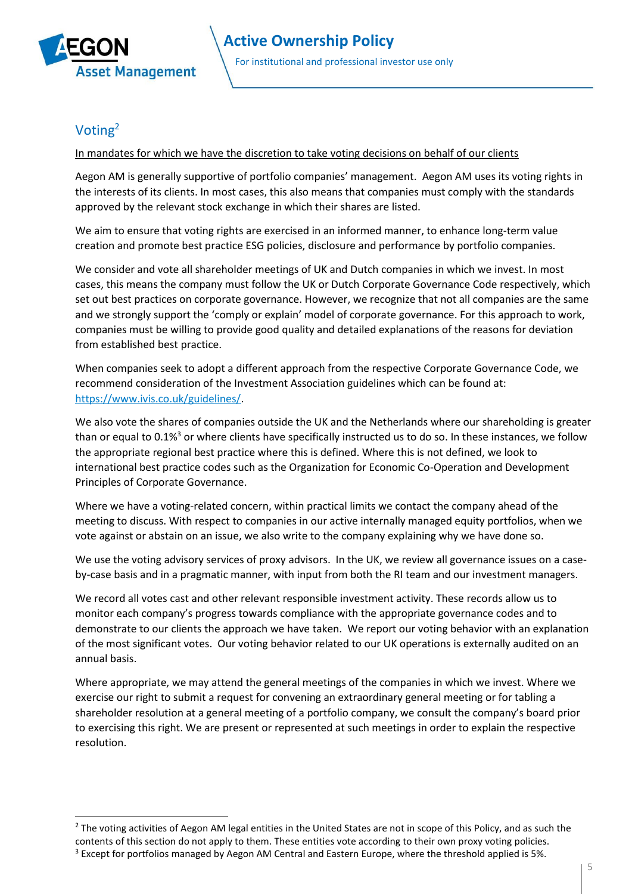## Voting[2]

In mandates for which we have the discretion to take voting decisions on behalf of our clients

Aegon AM is generally supportive of portfolio companies' management. Aegon AM uses its voting rights in the interests of its clients. In most cases, this also means that companies must comply with the standards approved by the relevant stock exchange in which their shares are listed.

We aim to ensure that voting rights are exercised in an informed manner, to enhance long-term value creation and promote best practice ESG policies, disclosure and performance by portfolio companies.

We consider and vote all shareholder meetings of UK and Dutch companies in which we invest. In most cases, this means the company must follow the UK or Dutch Corporate Governance Code respectively, which set out best practices on corporate governance. However, we recognize that not all companies are the same and we strongly support the 'comply or explain' model of corporate governance. For this approach to work, companies must be willing to provide good quality and detailed explanations of the reasons for deviation from established best practice.

When companies seek to adopt a different approach from the respective Corporate Governance Code, we recommend consideration of the Investment Association guidelines which can be found at: https://www.ivis.co.uk/guidelines/.

We also vote the shares of companies outside the UK and the Netherlands where our shareholding is greater than or equal to 0.1%[3] or where clients have specifically instructed us to do so. In these instances, we follow the appropriate regional best practice where this is defined. Where this is not defined, we look to international best practice codes such as the Organization for Economic Co-Operation and Development Principles of Corporate Governance.

Where we have a voting-related concern, within practical limits we contact the company ahead of the meeting to discuss. With respect to companies in our active internally managed equity portfolios, when we vote against or abstain on an issue, we also write to the company explaining why we have done so.

We use the voting advisory services of proxy advisors. In the UK, we review all governance issues on a case-by-case basis and in a pragmatic manner, with input from both the RI team and our investment managers.

We record all votes cast and other relevant responsible investment activity. These records allow us to monitor each company's progress towards compliance with the appropriate governance codes and to demonstrate to our clients the approach we have taken. We report our voting behavior with an explanation of the most significant votes. Our voting behavior related to our UK operations is externally audited on an annual basis.

Where appropriate, we may attend the general meetings of the companies in which we invest. Where we exercise our right to submit a request for convening an extraordinary general meeting or for tabling a shareholder resolution at a general meeting of a portfolio company, we consult the company's board prior to exercising this right. We are present or represented at such meetings in order to explain the respective resolution.

---

[2] The voting activities of Aegon AM legal entities in the United States are not in scope of this Policy, and as such the contents of this section do not apply to them. These entities vote according to their own proxy voting policies.

[3] Except for portfolios managed by Aegon AM Central and Eastern Europe, where the threshold applied is 5%.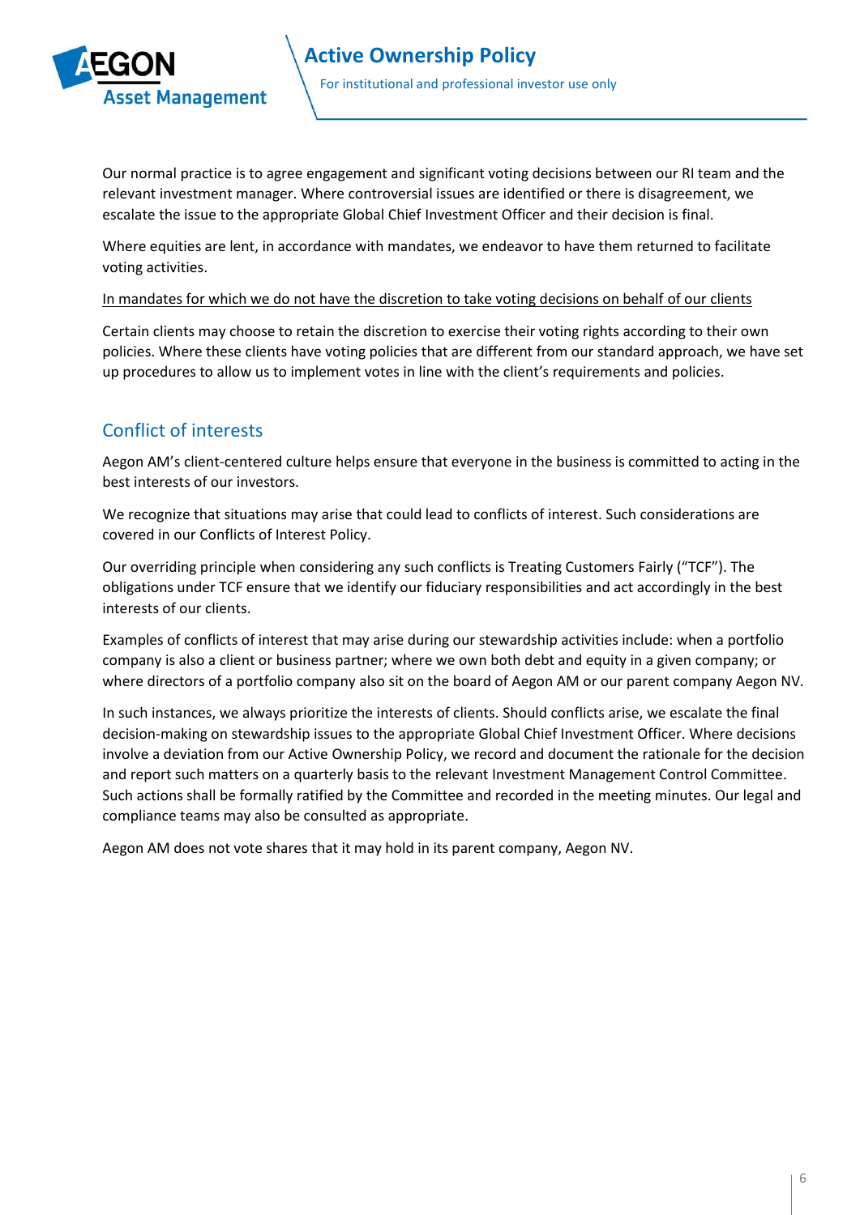Our normal practice is to agree engagement and significant voting decisions between our RI team and the relevant investment manager. Where controversial issues are identified or there is disagreement, we escalate the issue to the appropriate Global Chief Investment Officer and their decision is final.

Where equities are lent, in accordance with mandates, we endeavor to have them returned to facilitate voting activities.

<u>In mandates for which we do not have the discretion to take voting decisions on behalf of our clients</u>

Certain clients may choose to retain the discretion to exercise their voting rights according to their own policies. Where these clients have voting policies that are different from our standard approach, we have set up procedures to allow us to implement votes in line with the client's requirements and policies.

## Conflict of interests

Aegon AM's client-centered culture helps ensure that everyone in the business is committed to acting in the best interests of our investors.

We recognize that situations may arise that could lead to conflicts of interest. Such considerations are covered in our Conflicts of Interest Policy.

Our overriding principle when considering any such conflicts is Treating Customers Fairly ("TCF"). The obligations under TCF ensure that we identify our fiduciary responsibilities and act accordingly in the best interests of our clients.

Examples of conflicts of interest that may arise during our stewardship activities include: when a portfolio company is also a client or business partner; where we own both debt and equity in a given company; or where directors of a portfolio company also sit on the board of Aegon AM or our parent company Aegon NV.

In such instances, we always prioritize the interests of clients. Should conflicts arise, we escalate the final decision-making on stewardship issues to the appropriate Global Chief Investment Officer. Where decisions involve a deviation from our Active Ownership Policy, we record and document the rationale for the decision and report such matters on a quarterly basis to the relevant Investment Management Control Committee. Such actions shall be formally ratified by the Committee and recorded in the meeting minutes. Our legal and compliance teams may also be consulted as appropriate.

Aegon AM does not vote shares that it may hold in its parent company, Aegon NV.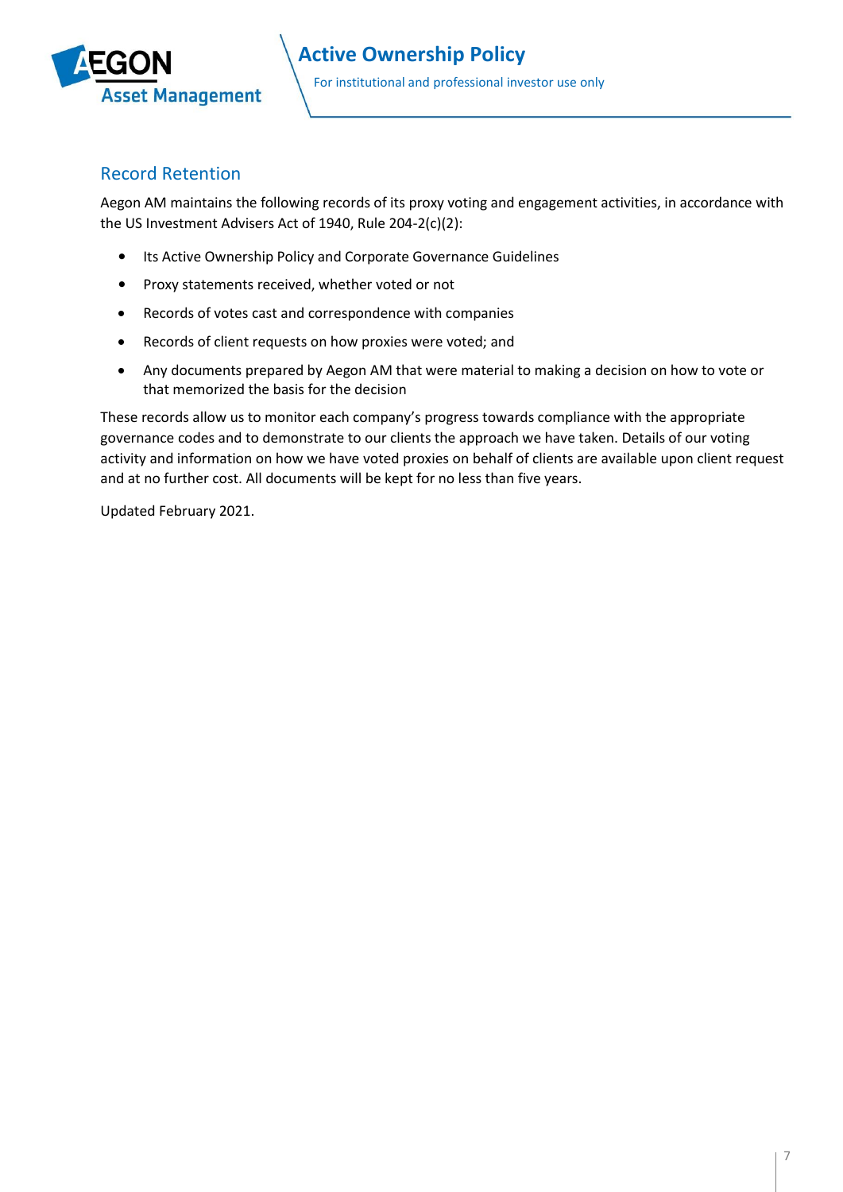## Record Retention

Aegon AM maintains the following records of its proxy voting and engagement activities, in accordance with the US Investment Advisers Act of 1940, Rule 204-2(c)(2):

- Its Active Ownership Policy and Corporate Governance Guidelines
- Proxy statements received, whether voted or not
- Records of votes cast and correspondence with companies
- Records of client requests on how proxies were voted; and
- Any documents prepared by Aegon AM that were material to making a decision on how to vote or that memorized the basis for the decision

These records allow us to monitor each company's progress towards compliance with the appropriate governance codes and to demonstrate to our clients the approach we have taken. Details of our voting activity and information on how we have voted proxies on behalf of clients are available upon client request and at no further cost. All documents will be kept for no less than five years.

Updated February 2021.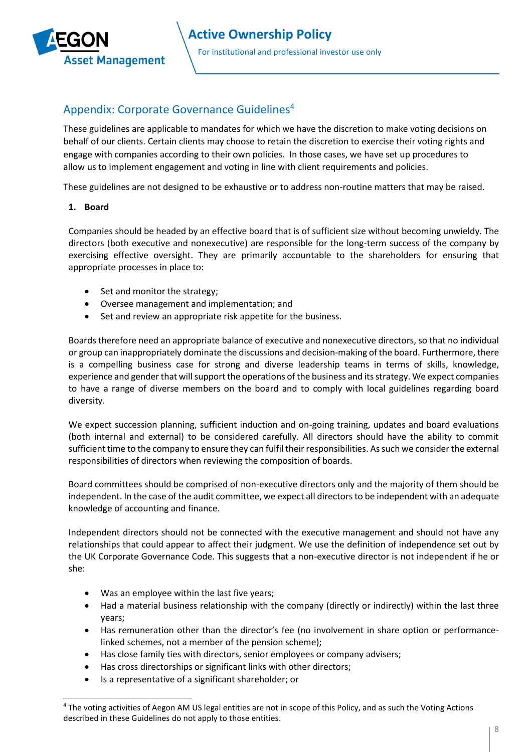## Appendix: Corporate Governance Guidelines[4]

These guidelines are applicable to mandates for which we have the discretion to make voting decisions on behalf of our clients. Certain clients may choose to retain the discretion to exercise their voting rights and engage with companies according to their own policies. In those cases, we have set up procedures to allow us to implement engagement and voting in line with client requirements and policies.

These guidelines are not designed to be exhaustive or to address non-routine matters that may be raised.

**1. Board**

Companies should be headed by an effective board that is of sufficient size without becoming unwieldy. The directors (both executive and nonexecutive) are responsible for the long-term success of the company by exercising effective oversight. They are primarily accountable to the shareholders for ensuring that appropriate processes in place to:

- Set and monitor the strategy;
- Oversee management and implementation; and
- Set and review an appropriate risk appetite for the business.

Boards therefore need an appropriate balance of executive and nonexecutive directors, so that no individual or group can inappropriately dominate the discussions and decision-making of the board. Furthermore, there is a compelling business case for strong and diverse leadership teams in terms of skills, knowledge, experience and gender that will support the operations of the business and its strategy. We expect companies to have a range of diverse members on the board and to comply with local guidelines regarding board diversity.

We expect succession planning, sufficient induction and on-going training, updates and board evaluations (both internal and external) to be considered carefully. All directors should have the ability to commit sufficient time to the company to ensure they can fulfil their responsibilities. As such we consider the external responsibilities of directors when reviewing the composition of boards.

Board committees should be comprised of non-executive directors only and the majority of them should be independent. In the case of the audit committee, we expect all directors to be independent with an adequate knowledge of accounting and finance.

Independent directors should not be connected with the executive management and should not have any relationships that could appear to affect their judgment. We use the definition of independence set out by the UK Corporate Governance Code. This suggests that a non-executive director is not independent if he or she:

- Was an employee within the last five years;
- Had a material business relationship with the company (directly or indirectly) within the last three years;
- Has remuneration other than the director's fee (no involvement in share option or performance-linked schemes, not a member of the pension scheme);
- Has close family ties with directors, senior employees or company advisers;
- Has cross directorships or significant links with other directors;
- Is a representative of a significant shareholder; or

[4] The voting activities of Aegon AM US legal entities are not in scope of this Policy, and as such the Voting Actions described in these Guidelines do not apply to those entities.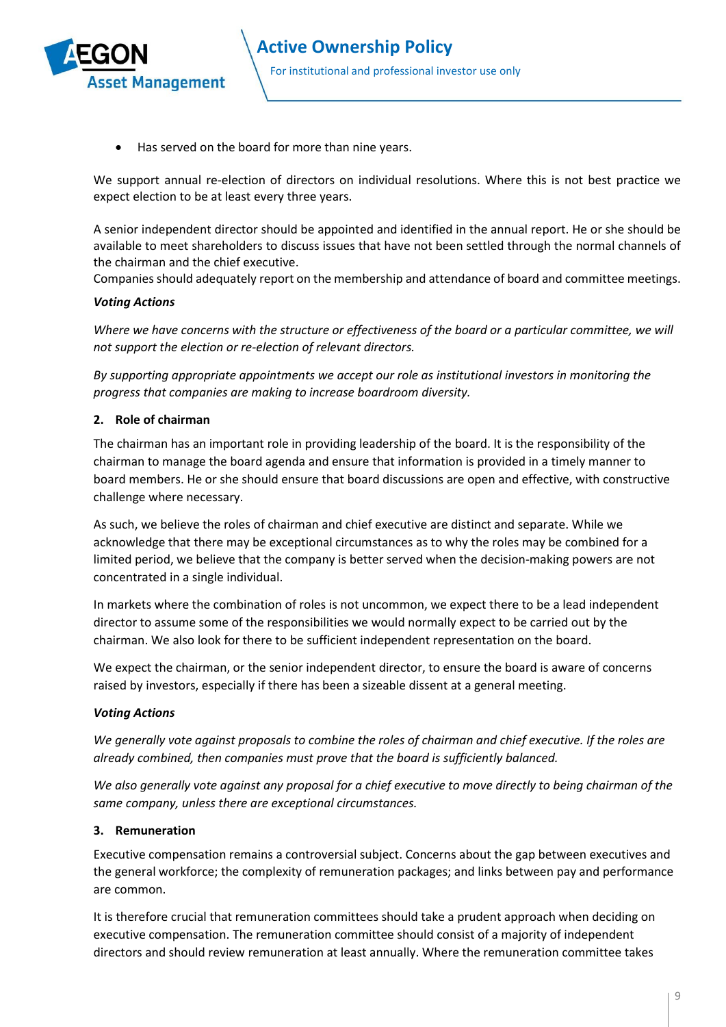- Has served on the board for more than nine years.

We support annual re-election of directors on individual resolutions. Where this is not best practice we expect election to be at least every three years.

A senior independent director should be appointed and identified in the annual report. He or she should be available to meet shareholders to discuss issues that have not been settled through the normal channels of the chairman and the chief executive.
Companies should adequately report on the membership and attendance of board and committee meetings.

***Voting Actions***

*Where we have concerns with the structure or effectiveness of the board or a particular committee, we will not support the election or re-election of relevant directors.*

*By supporting appropriate appointments we accept our role as institutional investors in monitoring the progress that companies are making to increase boardroom diversity.*

**2. Role of chairman**

The chairman has an important role in providing leadership of the board. It is the responsibility of the chairman to manage the board agenda and ensure that information is provided in a timely manner to board members. He or she should ensure that board discussions are open and effective, with constructive challenge where necessary.

As such, we believe the roles of chairman and chief executive are distinct and separate. While we acknowledge that there may be exceptional circumstances as to why the roles may be combined for a limited period, we believe that the company is better served when the decision-making powers are not concentrated in a single individual.

In markets where the combination of roles is not uncommon, we expect there to be a lead independent director to assume some of the responsibilities we would normally expect to be carried out by the chairman. We also look for there to be sufficient independent representation on the board.

We expect the chairman, or the senior independent director, to ensure the board is aware of concerns raised by investors, especially if there has been a sizeable dissent at a general meeting.

***Voting Actions***

*We generally vote against proposals to combine the roles of chairman and chief executive. If the roles are already combined, then companies must prove that the board is sufficiently balanced.*

*We also generally vote against any proposal for a chief executive to move directly to being chairman of the same company, unless there are exceptional circumstances.*

**3. Remuneration**

Executive compensation remains a controversial subject. Concerns about the gap between executives and the general workforce; the complexity of remuneration packages; and links between pay and performance are common.

It is therefore crucial that remuneration committees should take a prudent approach when deciding on executive compensation. The remuneration committee should consist of a majority of independent directors and should review remuneration at least annually. Where the remuneration committee takes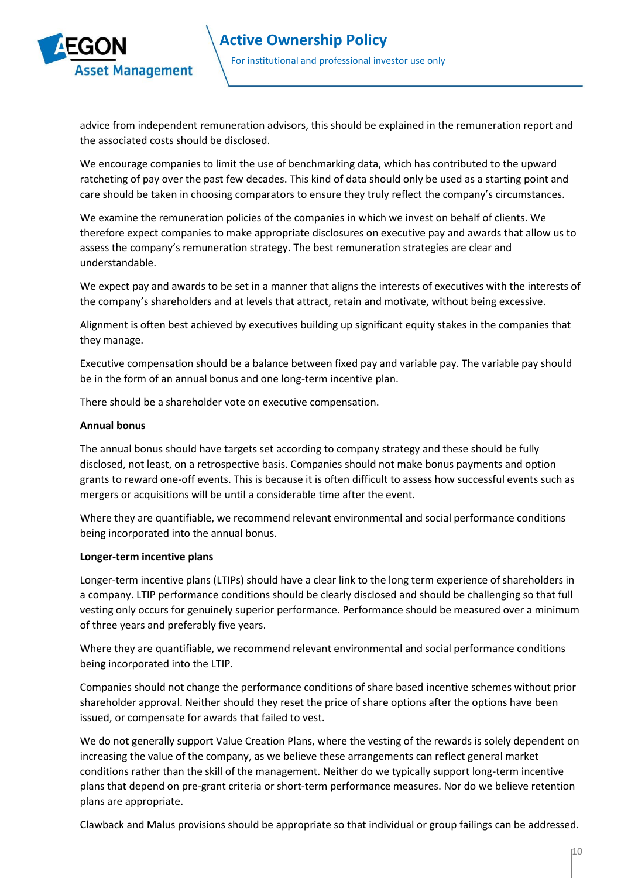advice from independent remuneration advisors, this should be explained in the remuneration report and the associated costs should be disclosed.

We encourage companies to limit the use of benchmarking data, which has contributed to the upward ratcheting of pay over the past few decades. This kind of data should only be used as a starting point and care should be taken in choosing comparators to ensure they truly reflect the company's circumstances.

We examine the remuneration policies of the companies in which we invest on behalf of clients. We therefore expect companies to make appropriate disclosures on executive pay and awards that allow us to assess the company's remuneration strategy. The best remuneration strategies are clear and understandable.

We expect pay and awards to be set in a manner that aligns the interests of executives with the interests of the company's shareholders and at levels that attract, retain and motivate, without being excessive.

Alignment is often best achieved by executives building up significant equity stakes in the companies that they manage.

Executive compensation should be a balance between fixed pay and variable pay. The variable pay should be in the form of an annual bonus and one long-term incentive plan.

There should be a shareholder vote on executive compensation.

**Annual bonus**

The annual bonus should have targets set according to company strategy and these should be fully disclosed, not least, on a retrospective basis. Companies should not make bonus payments and option grants to reward one-off events. This is because it is often difficult to assess how successful events such as mergers or acquisitions will be until a considerable time after the event.

Where they are quantifiable, we recommend relevant environmental and social performance conditions being incorporated into the annual bonus.

**Longer-term incentive plans**

Longer-term incentive plans (LTIPs) should have a clear link to the long term experience of shareholders in a company. LTIP performance conditions should be clearly disclosed and should be challenging so that full vesting only occurs for genuinely superior performance. Performance should be measured over a minimum of three years and preferably five years.

Where they are quantifiable, we recommend relevant environmental and social performance conditions being incorporated into the LTIP.

Companies should not change the performance conditions of share based incentive schemes without prior shareholder approval. Neither should they reset the price of share options after the options have been issued, or compensate for awards that failed to vest.

We do not generally support Value Creation Plans, where the vesting of the rewards is solely dependent on increasing the value of the company, as we believe these arrangements can reflect general market conditions rather than the skill of the management. Neither do we typically support long-term incentive plans that depend on pre-grant criteria or short-term performance measures. Nor do we believe retention plans are appropriate.

Clawback and Malus provisions should be appropriate so that individual or group failings can be addressed.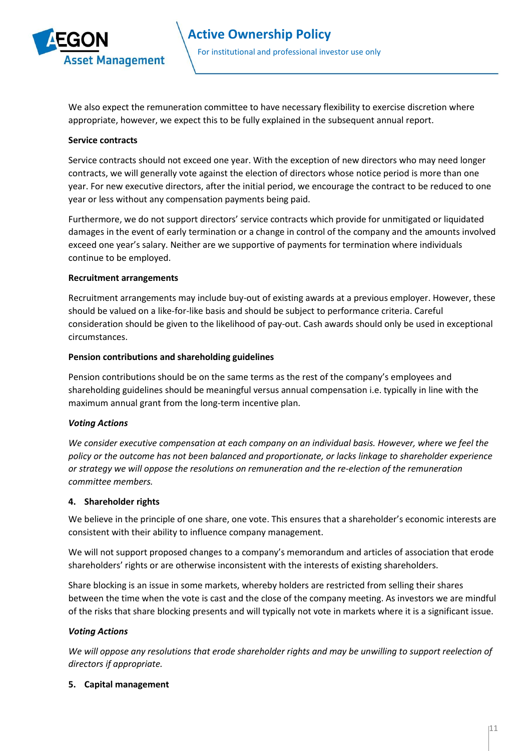We also expect the remuneration committee to have necessary flexibility to exercise discretion where appropriate, however, we expect this to be fully explained in the subsequent annual report.

**Service contracts**

Service contracts should not exceed one year. With the exception of new directors who may need longer contracts, we will generally vote against the election of directors whose notice period is more than one year. For new executive directors, after the initial period, we encourage the contract to be reduced to one year or less without any compensation payments being paid.

Furthermore, we do not support directors' service contracts which provide for unmitigated or liquidated damages in the event of early termination or a change in control of the company and the amounts involved exceed one year's salary. Neither are we supportive of payments for termination where individuals continue to be employed.

**Recruitment arrangements**

Recruitment arrangements may include buy-out of existing awards at a previous employer. However, these should be valued on a like-for-like basis and should be subject to performance criteria. Careful consideration should be given to the likelihood of pay-out. Cash awards should only be used in exceptional circumstances.

**Pension contributions and shareholding guidelines**

Pension contributions should be on the same terms as the rest of the company's employees and shareholding guidelines should be meaningful versus annual compensation i.e. typically in line with the maximum annual grant from the long-term incentive plan.

***Voting Actions***

*We consider executive compensation at each company on an individual basis. However, where we feel the policy or the outcome has not been balanced and proportionate, or lacks linkage to shareholder experience or strategy we will oppose the resolutions on remuneration and the re-election of the remuneration committee members.*

## 4. Shareholder rights

We believe in the principle of one share, one vote. This ensures that a shareholder's economic interests are consistent with their ability to influence company management.

We will not support proposed changes to a company's memorandum and articles of association that erode shareholders' rights or are otherwise inconsistent with the interests of existing shareholders.

Share blocking is an issue in some markets, whereby holders are restricted from selling their shares between the time when the vote is cast and the close of the company meeting. As investors we are mindful of the risks that share blocking presents and will typically not vote in markets where it is a significant issue.

***Voting Actions***

*We will oppose any resolutions that erode shareholder rights and may be unwilling to support reelection of directors if appropriate.*

## 5. Capital management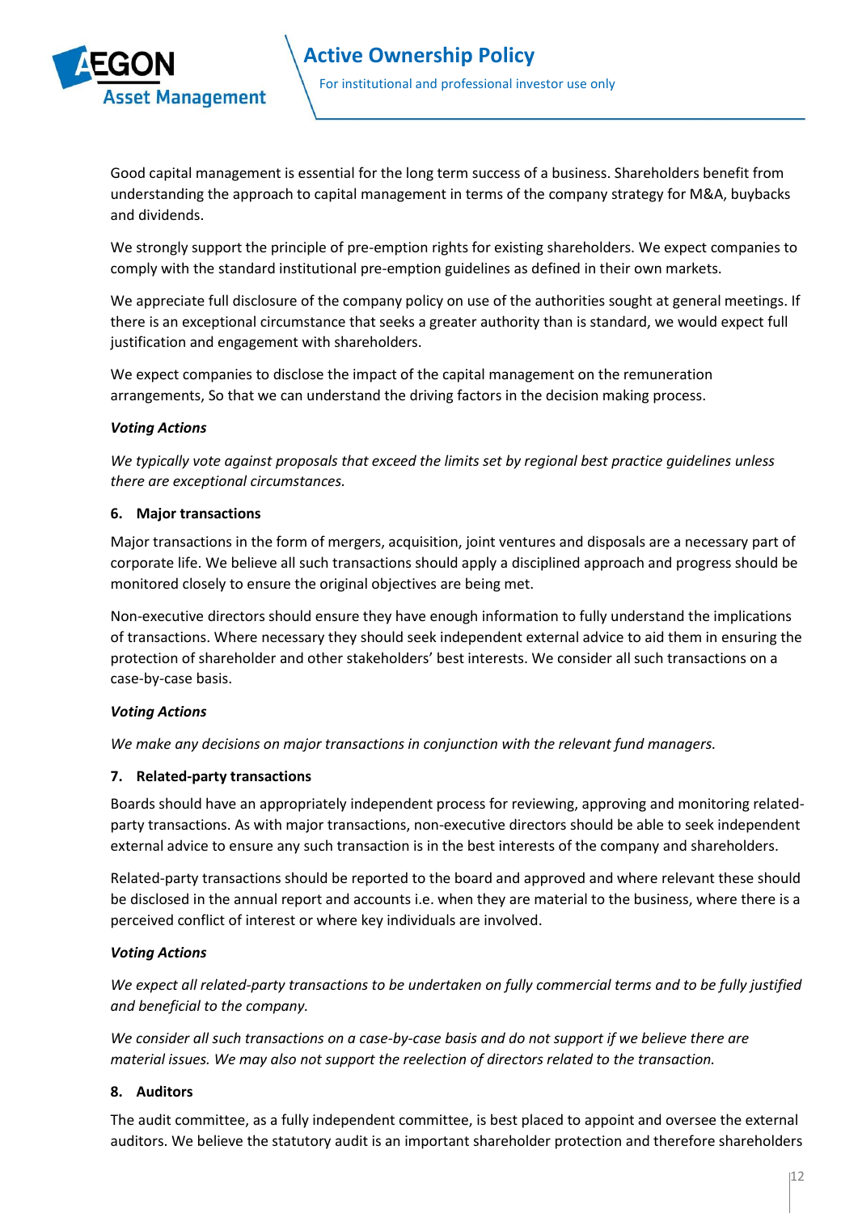Good capital management is essential for the long term success of a business. Shareholders benefit from understanding the approach to capital management in terms of the company strategy for M&A, buybacks and dividends.

We strongly support the principle of pre-emption rights for existing shareholders. We expect companies to comply with the standard institutional pre-emption guidelines as defined in their own markets.

We appreciate full disclosure of the company policy on use of the authorities sought at general meetings. If there is an exceptional circumstance that seeks a greater authority than is standard, we would expect full justification and engagement with shareholders.

We expect companies to disclose the impact of the capital management on the remuneration arrangements, So that we can understand the driving factors in the decision making process.

***Voting Actions***

*We typically vote against proposals that exceed the limits set by regional best practice guidelines unless there are exceptional circumstances.*

### 6. Major transactions

Major transactions in the form of mergers, acquisition, joint ventures and disposals are a necessary part of corporate life. We believe all such transactions should apply a disciplined approach and progress should be monitored closely to ensure the original objectives are being met.

Non-executive directors should ensure they have enough information to fully understand the implications of transactions. Where necessary they should seek independent external advice to aid them in ensuring the protection of shareholder and other stakeholders' best interests. We consider all such transactions on a case-by-case basis.

***Voting Actions***

*We make any decisions on major transactions in conjunction with the relevant fund managers.*

### 7. Related-party transactions

Boards should have an appropriately independent process for reviewing, approving and monitoring related-party transactions. As with major transactions, non-executive directors should be able to seek independent external advice to ensure any such transaction is in the best interests of the company and shareholders.

Related-party transactions should be reported to the board and approved and where relevant these should be disclosed in the annual report and accounts i.e. when they are material to the business, where there is a perceived conflict of interest or where key individuals are involved.

***Voting Actions***

*We expect all related-party transactions to be undertaken on fully commercial terms and to be fully justified and beneficial to the company.*

*We consider all such transactions on a case-by-case basis and do not support if we believe there are material issues. We may also not support the reelection of directors related to the transaction.*

### 8. Auditors

The audit committee, as a fully independent committee, is best placed to appoint and oversee the external auditors. We believe the statutory audit is an important shareholder protection and therefore shareholders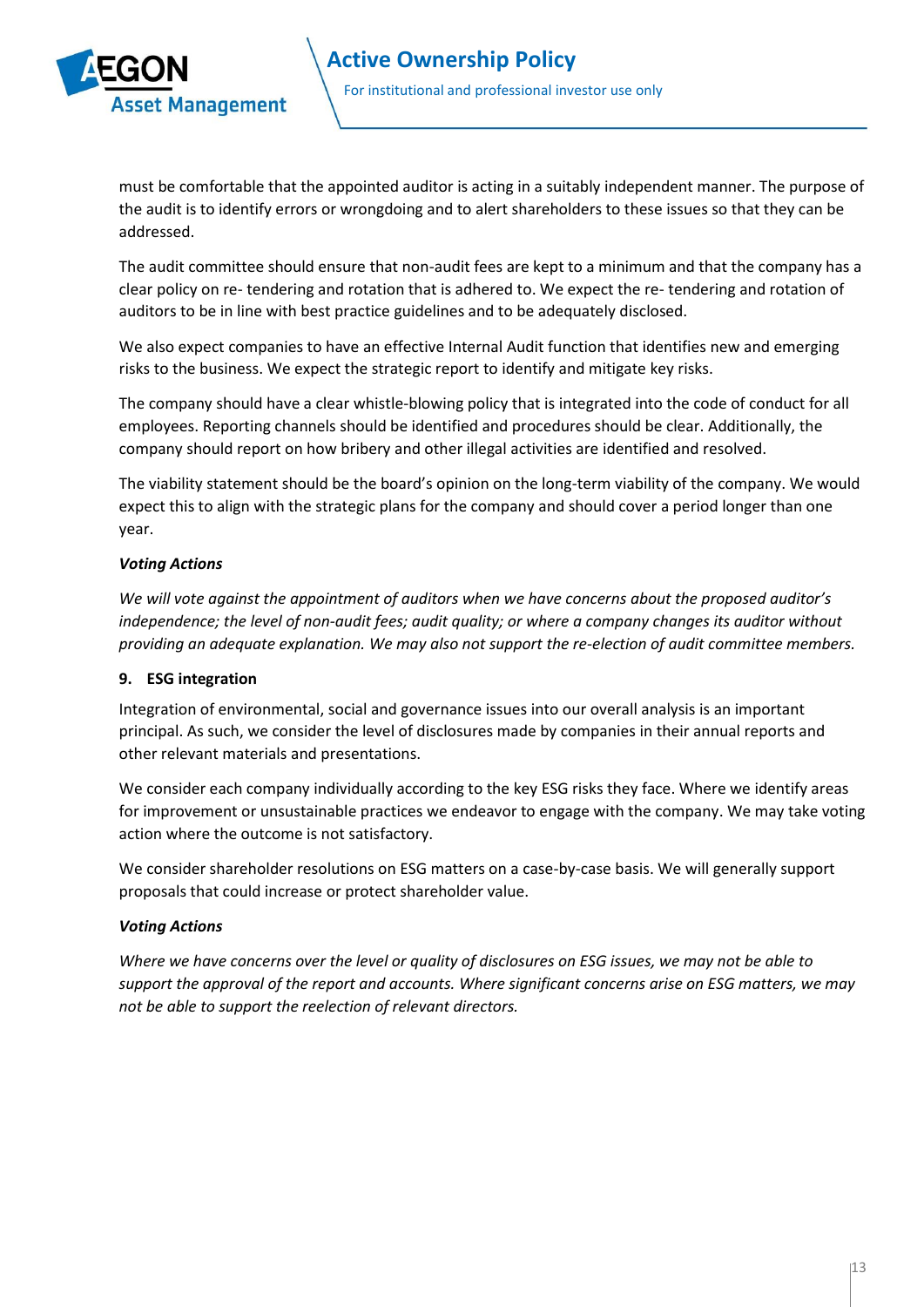must be comfortable that the appointed auditor is acting in a suitably independent manner. The purpose of the audit is to identify errors or wrongdoing and to alert shareholders to these issues so that they can be addressed.

The audit committee should ensure that non-audit fees are kept to a minimum and that the company has a clear policy on re- tendering and rotation that is adhered to. We expect the re- tendering and rotation of auditors to be in line with best practice guidelines and to be adequately disclosed.

We also expect companies to have an effective Internal Audit function that identifies new and emerging risks to the business. We expect the strategic report to identify and mitigate key risks.

The company should have a clear whistle-blowing policy that is integrated into the code of conduct for all employees. Reporting channels should be identified and procedures should be clear. Additionally, the company should report on how bribery and other illegal activities are identified and resolved.

The viability statement should be the board's opinion on the long-term viability of the company. We would expect this to align with the strategic plans for the company and should cover a period longer than one year.

***Voting Actions***

*We will vote against the appointment of auditors when we have concerns about the proposed auditor's independence; the level of non-audit fees; audit quality; or where a company changes its auditor without providing an adequate explanation. We may also not support the re-election of audit committee members.*

**9. ESG integration**

Integration of environmental, social and governance issues into our overall analysis is an important principal. As such, we consider the level of disclosures made by companies in their annual reports and other relevant materials and presentations.

We consider each company individually according to the key ESG risks they face. Where we identify areas for improvement or unsustainable practices we endeavor to engage with the company. We may take voting action where the outcome is not satisfactory.

We consider shareholder resolutions on ESG matters on a case-by-case basis. We will generally support proposals that could increase or protect shareholder value.

***Voting Actions***

*Where we have concerns over the level or quality of disclosures on ESG issues, we may not be able to support the approval of the report and accounts. Where significant concerns arise on ESG matters, we may not be able to support the reelection of relevant directors.*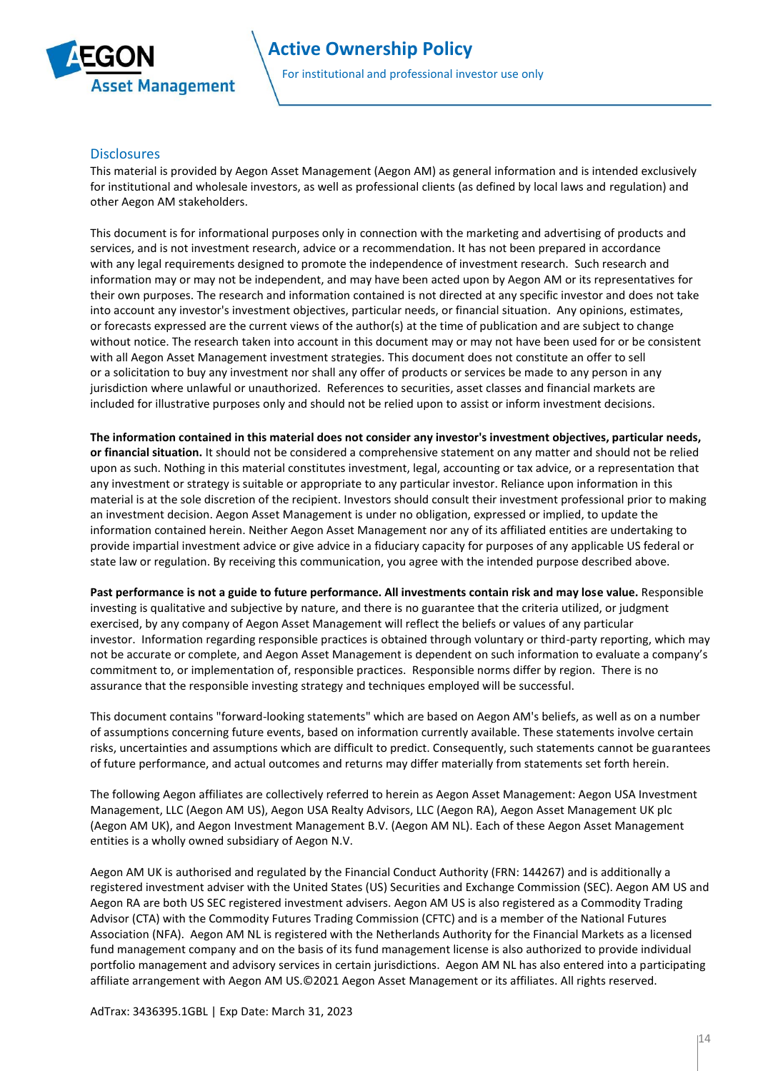## Disclosures

This material is provided by Aegon Asset Management (Aegon AM) as general information and is intended exclusively for institutional and wholesale investors, as well as professional clients (as defined by local laws and regulation) and other Aegon AM stakeholders.

This document is for informational purposes only in connection with the marketing and advertising of products and services, and is not investment research, advice or a recommendation. It has not been prepared in accordance with any legal requirements designed to promote the independence of investment research. Such research and information may or may not be independent, and may have been acted upon by Aegon AM or its representatives for their own purposes. The research and information contained is not directed at any specific investor and does not take into account any investor's investment objectives, particular needs, or financial situation. Any opinions, estimates, or forecasts expressed are the current views of the author(s) at the time of publication and are subject to change without notice. The research taken into account in this document may or may not have been used for or be consistent with all Aegon Asset Management investment strategies. This document does not constitute an offer to sell or a solicitation to buy any investment nor shall any offer of products or services be made to any person in any jurisdiction where unlawful or unauthorized. References to securities, asset classes and financial markets are included for illustrative purposes only and should not be relied upon to assist or inform investment decisions.

**The information contained in this material does not consider any investor's investment objectives, particular needs, or financial situation.** It should not be considered a comprehensive statement on any matter and should not be relied upon as such. Nothing in this material constitutes investment, legal, accounting or tax advice, or a representation that any investment or strategy is suitable or appropriate to any particular investor. Reliance upon information in this material is at the sole discretion of the recipient. Investors should consult their investment professional prior to making an investment decision. Aegon Asset Management is under no obligation, expressed or implied, to update the information contained herein. Neither Aegon Asset Management nor any of its affiliated entities are undertaking to provide impartial investment advice or give advice in a fiduciary capacity for purposes of any applicable US federal or state law or regulation. By receiving this communication, you agree with the intended purpose described above.

**Past performance is not a guide to future performance. All investments contain risk and may lose value.** Responsible investing is qualitative and subjective by nature, and there is no guarantee that the criteria utilized, or judgment exercised, by any company of Aegon Asset Management will reflect the beliefs or values of any particular investor. Information regarding responsible practices is obtained through voluntary or third-party reporting, which may not be accurate or complete, and Aegon Asset Management is dependent on such information to evaluate a company's commitment to, or implementation of, responsible practices. Responsible norms differ by region. There is no assurance that the responsible investing strategy and techniques employed will be successful.

This document contains "forward-looking statements" which are based on Aegon AM's beliefs, as well as on a number of assumptions concerning future events, based on information currently available. These statements involve certain risks, uncertainties and assumptions which are difficult to predict. Consequently, such statements cannot be guarantees of future performance, and actual outcomes and returns may differ materially from statements set forth herein.

The following Aegon affiliates are collectively referred to herein as Aegon Asset Management: Aegon USA Investment Management, LLC (Aegon AM US), Aegon USA Realty Advisors, LLC (Aegon RA), Aegon Asset Management UK plc (Aegon AM UK), and Aegon Investment Management B.V. (Aegon AM NL). Each of these Aegon Asset Management entities is a wholly owned subsidiary of Aegon N.V.

Aegon AM UK is authorised and regulated by the Financial Conduct Authority (FRN: 144267) and is additionally a registered investment adviser with the United States (US) Securities and Exchange Commission (SEC). Aegon AM US and Aegon RA are both US SEC registered investment advisers. Aegon AM US is also registered as a Commodity Trading Advisor (CTA) with the Commodity Futures Trading Commission (CFTC) and is a member of the National Futures Association (NFA). Aegon AM NL is registered with the Netherlands Authority for the Financial Markets as a licensed fund management company and on the basis of its fund management license is also authorized to provide individual portfolio management and advisory services in certain jurisdictions. Aegon AM NL has also entered into a participating affiliate arrangement with Aegon AM US.©2021 Aegon Asset Management or its affiliates. All rights reserved.

AdTrax: 3436395.1GBL | Exp Date: March 31, 2023